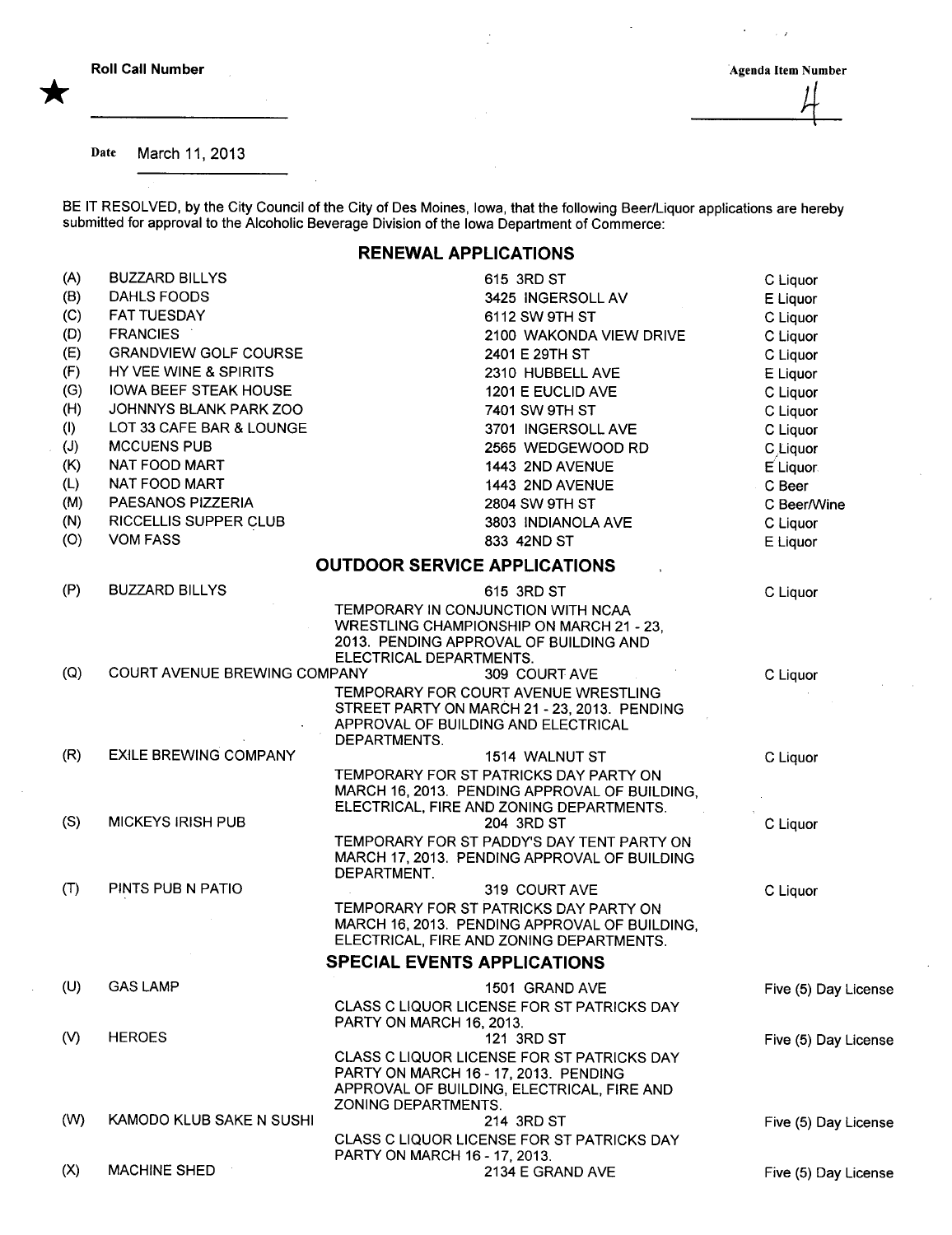★ **Roll Call Number** ____________

**Agenda Item Number** 4

Date March 11, 2013

BE IT RESOLVED, by the City Council of the City of Des Moines, Iowa, that the following Beer/Liquor applications are hereby submitted for approval to the Alcoholic Beverage Division of the Iowa Department of Commerce:

## RENEWAL APPLICATIONS

| | | | |
|---|---|---|---|
| (A) | BUZZARD BILLYS | 615 3RD ST | C Liquor |
| (B) | DAHLS FOODS | 3425 INGERSOLL AV | E Liquor |
| (C) | FAT TUESDAY | 6112 SW 9TH ST | C Liquor |
| (D) | FRANCIES | 2100 WAKONDA VIEW DRIVE | C Liquor |
| (E) | GRANDVIEW GOLF COURSE | 2401 E 29TH ST | C Liquor |
| (F) | HY VEE WINE & SPIRITS | 2310 HUBBELL AVE | E Liquor |
| (G) | IOWA BEEF STEAK HOUSE | 1201 E EUCLID AVE | C Liquor |
| (H) | JOHNNYS BLANK PARK ZOO | 7401 SW 9TH ST | C Liquor |
| (I) | LOT 33 CAFE BAR & LOUNGE | 3701 INGERSOLL AVE | C Liquor |
| (J) | MCCUENS PUB | 2565 WEDGEWOOD RD | C Liquor |
| (K) | NAT FOOD MART | 1443 2ND AVENUE | E Liquor |
| (L) | NAT FOOD MART | 1443 2ND AVENUE | C Beer |
| (M) | PAESANOS PIZZERIA | 2804 SW 9TH ST | C Beer/Wine |
| (N) | RICCELLIS SUPPER CLUB | 3803 INDIANOLA AVE | C Liquor |
| (O) | VOM FASS | 833 42ND ST | E Liquor |

## OUTDOOR SERVICE APPLICATIONS

| | | | |
|---|---|---|---|
| (P) | BUZZARD BILLYS | 615 3RD ST<br>TEMPORARY IN CONJUNCTION WITH NCAA WRESTLING CHAMPIONSHIP ON MARCH 21 - 23, 2013. PENDING APPROVAL OF BUILDING AND ELECTRICAL DEPARTMENTS. | C Liquor |
| (Q) | COURT AVENUE BREWING COMPANY | 309 COURT AVE<br>TEMPORARY FOR COURT AVENUE WRESTLING STREET PARTY ON MARCH 21 - 23, 2013. PENDING APPROVAL OF BUILDING AND ELECTRICAL DEPARTMENTS. | C Liquor |
| (R) | EXILE BREWING COMPANY | 1514 WALNUT ST<br>TEMPORARY FOR ST PATRICKS DAY PARTY ON MARCH 16, 2013. PENDING APPROVAL OF BUILDING, ELECTRICAL, FIRE AND ZONING DEPARTMENTS. | C Liquor |
| (S) | MICKEYS IRISH PUB | 204 3RD ST<br>TEMPORARY FOR ST PADDY'S DAY TENT PARTY ON MARCH 17, 2013. PENDING APPROVAL OF BUILDING DEPARTMENT. | C Liquor |
| (T) | PINTS PUB N PATIO | 319 COURT AVE<br>TEMPORARY FOR ST PATRICKS DAY PARTY ON MARCH 16, 2013. PENDING APPROVAL OF BUILDING, ELECTRICAL, FIRE AND ZONING DEPARTMENTS. | C Liquor |

## SPECIAL EVENTS APPLICATIONS

| | | | |
|---|---|---|---|
| (U) | GAS LAMP | 1501 GRAND AVE<br>CLASS C LIQUOR LICENSE FOR ST PATRICKS DAY PARTY ON MARCH 16, 2013. | Five (5) Day License |
| (V) | HEROES | 121 3RD ST<br>CLASS C LIQUOR LICENSE FOR ST PATRICKS DAY PARTY ON MARCH 16 - 17, 2013. PENDING APPROVAL OF BUILDING, ELECTRICAL, FIRE AND ZONING DEPARTMENTS. | Five (5) Day License |
| (W) | KAMODO KLUB SAKE N SUSHI | 214 3RD ST<br>CLASS C LIQUOR LICENSE FOR ST PATRICKS DAY PARTY ON MARCH 16 - 17, 2013. | Five (5) Day License |
| (X) | MACHINE SHED | 2134 E GRAND AVE | Five (5) Day License |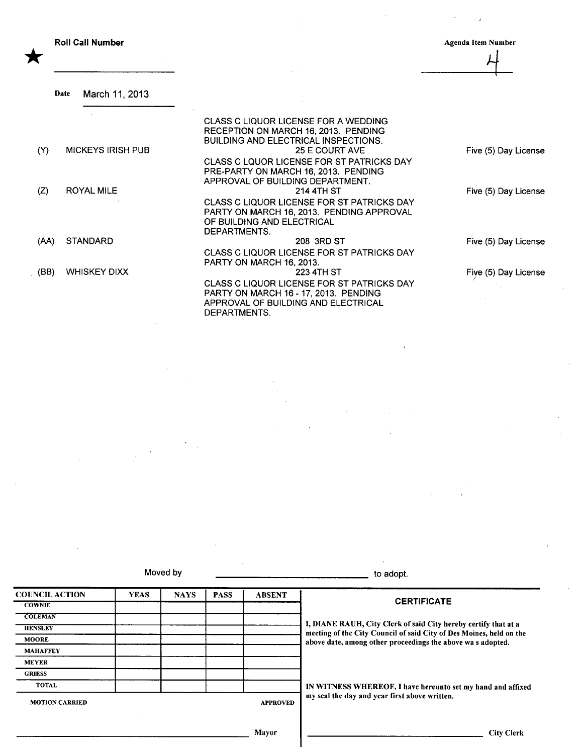★ **Roll Call Number** ____________

**Agenda Item Number** 4

**Date** March 11, 2013

CLASS C LIQUOR LICENSE FOR A WEDDING RECEPTION ON MARCH 16, 2013. PENDING BUILDING AND ELECTRICAL INSPECTIONS.

| | | | |
|---|---|---|---|
| (Y) | MICKEYS IRISH PUB | 25 E COURT AVE<br>CLASS C LQUOR LICENSE FOR ST PATRICKS DAY PRE-PARTY ON MARCH 16, 2013. PENDING APPROVAL OF BUILDING DEPARTMENT. | Five (5) Day License |
| (Z) | ROYAL MILE | 214 4TH ST<br>CLASS C LIQUOR LICENSE FOR ST PATRICKS DAY PARTY ON MARCH 16, 2013. PENDING APPROVAL OF BUILDING AND ELECTRICAL DEPARTMENTS. | Five (5) Day License |
| (AA) | STANDARD | 208 3RD ST<br>CLASS C LIQUOR LICENSE FOR ST PATRICKS DAY PARTY ON MARCH 16, 2013. | Five (5) Day License |
| (BB) | WHISKEY DIXX | 223 4TH ST<br>CLASS C LIQUOR LICENSE FOR ST PATRICKS DAY PARTY ON MARCH 16 - 17, 2013. PENDING APPROVAL OF BUILDING AND ELECTRICAL DEPARTMENTS. | Five (5) Day License |

Moved by ______________________________ to adopt.

| COUNCIL ACTION | YEAS | NAYS | PASS | ABSENT |
|---|---|---|---|---|
| COWNIE | | | | |
| COLEMAN | | | | |
| HENSLEY | | | | |
| MOORE | | | | |
| MAHAFFEY | | | | |
| MEYER | | | | |
| GRIESS | | | | |
| TOTAL | | | | |

MOTION CARRIED APPROVED

______________________________ Mayor

**CERTIFICATE**

I, DIANE RAUH, City Clerk of said City hereby certify that at a meeting of the City Council of said City of Des Moines, held on the above date, among other proceedings the above wa s adopted.

IN WITNESS WHEREOF, I have hereunto set my hand and affixed my seal the day and year first above written.

______________________________ City Clerk